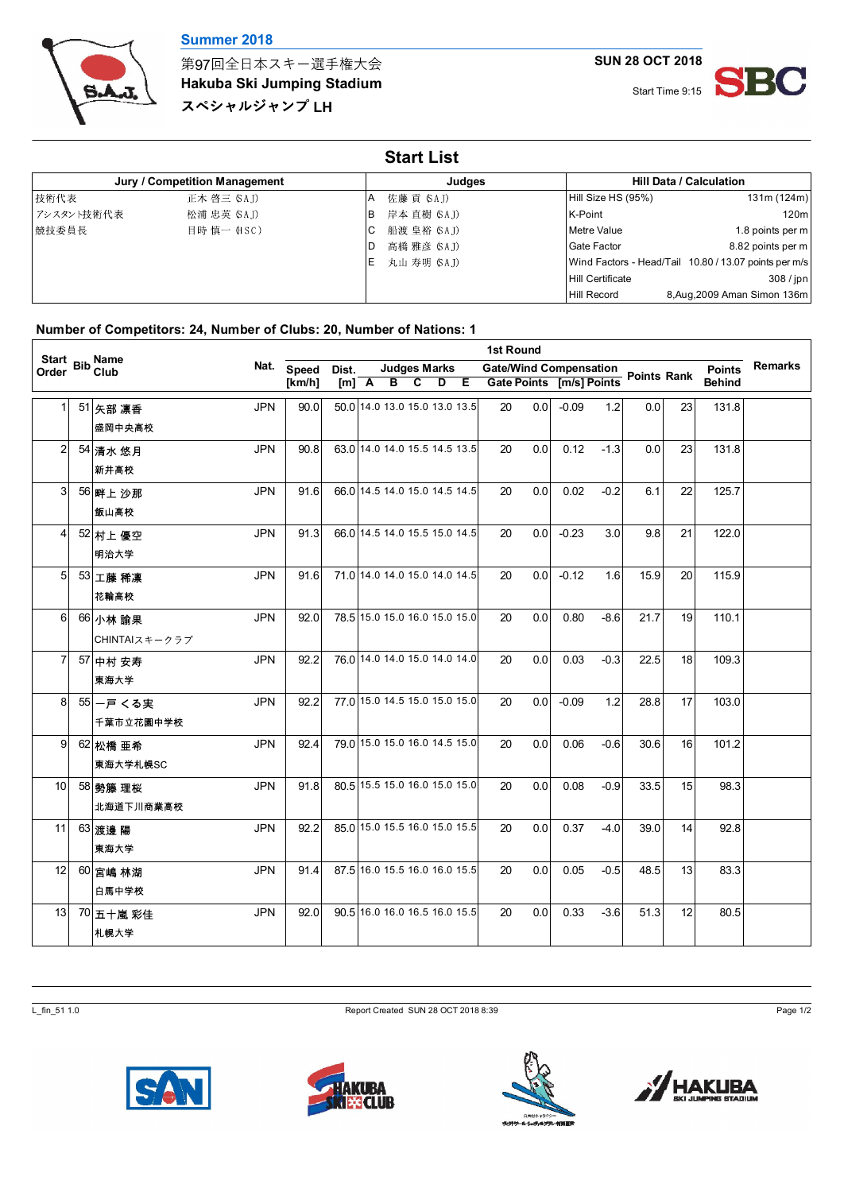**Summer 2018**

第97回全日本スキー選手権大会
**Hakuba Ski Jumping Stadium**
**スペシャルジャンプ LH**

**SUN 28 OCT 2018**

Start Time 9:15

# Start List

| Jury / Competition Management | | Judges | | Hill Data / Calculation | |
|---|---|---|---|---|---|
| 技術代表 | 正木 啓三 (SAJ) | A | 佐藤 貢 (SAJ) | Hill Size HS (95%) | 131m (124m) |
| アシスタント技術代表 | 松浦 忠英 (SAJ) | B | 岸本 直樹 (SAJ) | K-Point | 120m |
| 競技委員長 | 目時 慎一 (HSC) | C | 船渡 皇裕 (SAJ) | Metre Value | 1.8 points per m |
| | | D | 高橋 雅彦 (SAJ) | Gate Factor | 8.82 points per m |
| | | E | 丸山 寿明 (SAJ) | Wind Factors - Head/Tail | 10.80 / 13.07 points per m/s |
| | | | | Hill Certificate | 308 / jpn |
| | | | | Hill Record | 8,Aug,2009 Aman Simon 136m |

**Number of Competitors: 24, Number of Clubs: 20, Number of Nations: 1**

| Start Order | Bib | Name / Club | Nat. | Speed [km/h] | Dist. [m] | A | B | C | D | E | Gate | Gate Points | Wind [m/s] | Wind Points | Points | Rank | Points Behind | Remarks |
|---|---|---|---|---|---|---|---|---|---|---|---|---|---|---|---|---|---|---|
| 1 | 51 | 矢部 凛香 / 盛岡中央高校 | JPN | 90.0 | 50.0 | 14.0 | 13.0 | 15.0 | 13.0 | 13.5 | 20 | 0.0 | -0.09 | 1.2 | 0.0 | 23 | 131.8 | |
| 2 | 54 | 清水 悠月 / 新井高校 | JPN | 90.8 | 63.0 | 14.0 | 14.0 | 15.5 | 14.5 | 13.5 | 20 | 0.0 | 0.12 | -1.3 | 0.0 | 23 | 131.8 | |
| 3 | 56 | 畔上 沙那 / 飯山高校 | JPN | 91.6 | 66.0 | 14.5 | 14.0 | 15.0 | 14.5 | 14.5 | 20 | 0.0 | 0.02 | -0.2 | 6.1 | 22 | 125.7 | |
| 4 | 52 | 村上 優空 / 明治大学 | JPN | 91.3 | 66.0 | 14.5 | 14.0 | 15.5 | 15.0 | 14.5 | 20 | 0.0 | -0.23 | 3.0 | 9.8 | 21 | 122.0 | |
| 5 | 53 | 工藤 稀凜 / 花輪高校 | JPN | 91.6 | 71.0 | 14.0 | 14.0 | 15.0 | 14.0 | 14.5 | 20 | 0.0 | -0.12 | 1.6 | 15.9 | 20 | 115.9 | |
| 6 | 66 | 小林 諭果 / CHINTAIスキークラブ | JPN | 92.0 | 78.5 | 15.0 | 15.0 | 16.0 | 15.0 | 15.0 | 20 | 0.0 | 0.80 | -8.6 | 21.7 | 19 | 110.1 | |
| 7 | 57 | 中村 安寿 / 東海大学 | JPN | 92.2 | 76.0 | 14.0 | 14.0 | 15.0 | 14.0 | 14.0 | 20 | 0.0 | 0.03 | -0.3 | 22.5 | 18 | 109.3 | |
| 8 | 55 | 一戸 くる実 / 千葉市立花園中学校 | JPN | 92.2 | 77.0 | 15.0 | 14.5 | 15.0 | 15.0 | 15.0 | 20 | 0.0 | -0.09 | 1.2 | 28.8 | 17 | 103.0 | |
| 9 | 62 | 松橋 亜希 / 東海大学札幌SC | JPN | 92.4 | 79.0 | 15.0 | 15.0 | 16.0 | 14.5 | 15.0 | 20 | 0.0 | 0.06 | -0.6 | 30.6 | 16 | 101.2 | |
| 10 | 58 | 勢藤 理桜 / 北海道下川商業高校 | JPN | 91.8 | 80.5 | 15.5 | 15.0 | 16.0 | 15.0 | 15.0 | 20 | 0.0 | 0.08 | -0.9 | 33.5 | 15 | 98.3 | |
| 11 | 63 | 渡邊 陽 / 東海大学 | JPN | 92.2 | 85.0 | 15.0 | 15.5 | 16.0 | 15.0 | 15.5 | 20 | 0.0 | 0.37 | -4.0 | 39.0 | 14 | 92.8 | |
| 12 | 60 | 宮嶋 林湖 / 白馬中学校 | JPN | 91.4 | 87.5 | 16.0 | 15.5 | 16.0 | 16.0 | 15.5 | 20 | 0.0 | 0.05 | -0.5 | 48.5 | 13 | 83.3 | |
| 13 | 70 | 五十嵐 彩佳 / 札幌大学 | JPN | 92.0 | 90.5 | 16.0 | 16.0 | 16.5 | 16.0 | 15.5 | 20 | 0.0 | 0.33 | -3.6 | 51.3 | 12 | 80.5 | |

L_fin_51 1.0 Report Created SUN 28 OCT 2018 8:39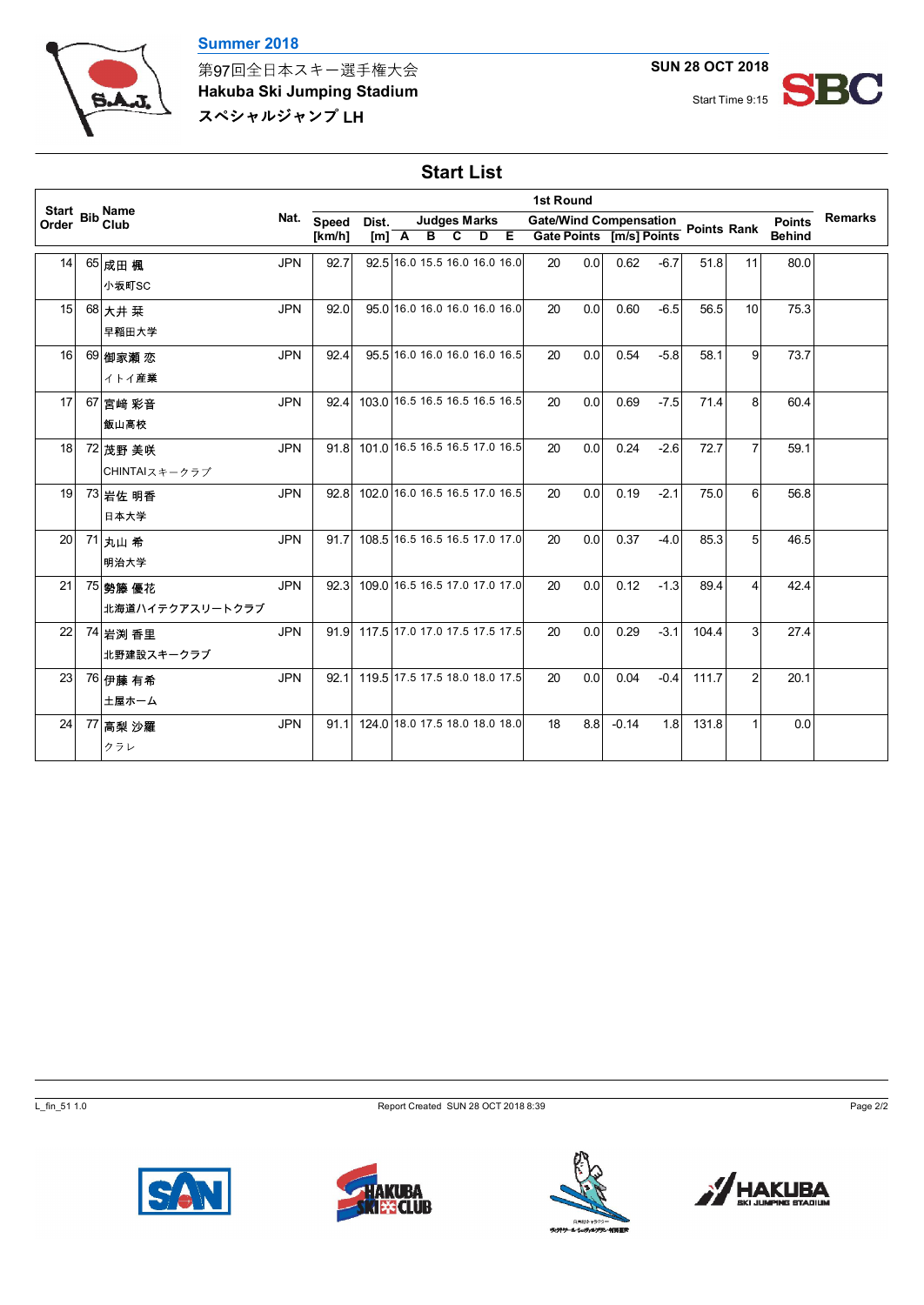**Summer 2018**

第97回全日本スキー選手権大会

**Hakuba Ski Jumping Stadium**

**スペシャルジャンプ LH**

**SUN 28 OCT 2018**

Start Time 9:15

## Start List

| Start Order | Bib | Name / Club | Nat. | Speed [km/h] | Dist. [m] | A | B | C | D | E | Gate | Points | [m/s] | Points | Points | Rank | Points Behind | Remarks |
|---|---|---|---|---|---|---|---|---|---|---|---|---|---|---|---|---|---|---|
| | | | | 1st Round | | Judges Marks | | | | | Gate/Wind Compensation | | | | | | | |
| 14 | 65 | 成田 楓 / 小坂町SC | JPN | 92.7 | 92.5 | 16.0 | 15.5 | 16.0 | 16.0 | 16.0 | 20 | 0.0 | 0.62 | -6.7 | 51.8 | 11 | 80.0 | |
| 15 | 68 | 大井 栞 / 早稲田大学 | JPN | 92.0 | 95.0 | 16.0 | 16.0 | 16.0 | 16.0 | 16.0 | 20 | 0.0 | 0.60 | -6.5 | 56.5 | 10 | 75.3 | |
| 16 | 69 | 御家瀬 恋 / イトイ産業 | JPN | 92.4 | 95.5 | 16.0 | 16.0 | 16.0 | 16.0 | 16.5 | 20 | 0.0 | 0.54 | -5.8 | 58.1 | 9 | 73.7 | |
| 17 | 67 | 宮崎 彩音 / 飯山高校 | JPN | 92.4 | 103.0 | 16.5 | 16.5 | 16.5 | 16.5 | 16.5 | 20 | 0.0 | 0.69 | -7.5 | 71.4 | 8 | 60.4 | |
| 18 | 72 | 茂野 美咲 / CHINTAIスキークラブ | JPN | 91.8 | 101.0 | 16.5 | 16.5 | 16.5 | 17.0 | 16.5 | 20 | 0.0 | 0.24 | -2.6 | 72.7 | 7 | 59.1 | |
| 19 | 73 | 岩佐 明香 / 日本大学 | JPN | 92.8 | 102.0 | 16.0 | 16.5 | 16.5 | 17.0 | 16.5 | 20 | 0.0 | 0.19 | -2.1 | 75.0 | 6 | 56.8 | |
| 20 | 71 | 丸山 希 / 明治大学 | JPN | 91.7 | 108.5 | 16.5 | 16.5 | 16.5 | 17.0 | 17.0 | 20 | 0.0 | 0.37 | -4.0 | 85.3 | 5 | 46.5 | |
| 21 | 75 | 勢藤 優花 / 北海道ハイテクアスリートクラブ | JPN | 92.3 | 109.0 | 16.5 | 16.5 | 17.0 | 17.0 | 17.0 | 20 | 0.0 | 0.12 | -1.3 | 89.4 | 4 | 42.4 | |
| 22 | 74 | 岩渕 香里 / 北野建設スキークラブ | JPN | 91.9 | 117.5 | 17.0 | 17.0 | 17.5 | 17.5 | 17.5 | 20 | 0.0 | 0.29 | -3.1 | 104.4 | 3 | 27.4 | |
| 23 | 76 | 伊藤 有希 / 土屋ホーム | JPN | 92.1 | 119.5 | 17.5 | 17.5 | 18.0 | 18.0 | 17.5 | 20 | 0.0 | 0.04 | -0.4 | 111.7 | 2 | 20.1 | |
| 24 | 77 | 高梨 沙羅 / クラレ | JPN | 91.1 | 124.0 | 18.0 | 17.5 | 18.0 | 18.0 | 18.0 | 18 | 8.8 | -0.14 | 1.8 | 131.8 | 1 | 0.0 | |

L_fin_51 1.0

Report Created SUN 28 OCT 2018 8:39